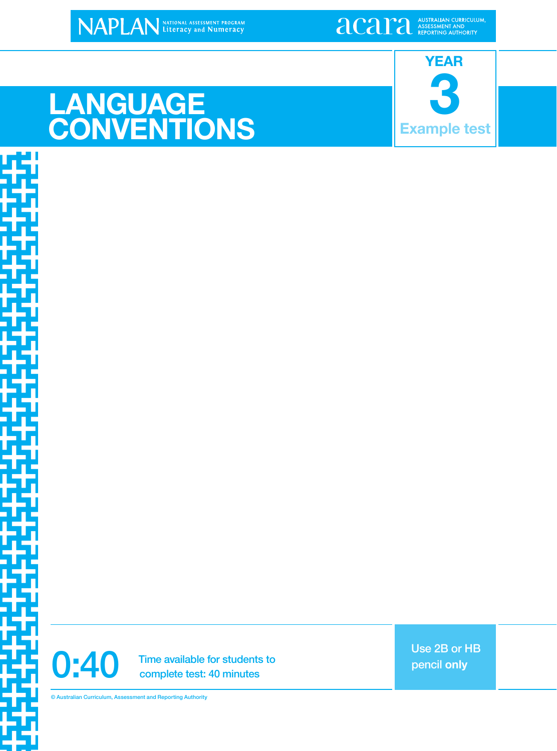NAPLAN NATIONAL ASSESSMENT PROGRAM Literacy and Numeracy

acara AUSTRALIAN CURRICULUM, ASSESSMENT AND REPORTING AUTHORITY

# LANGUAGE CONVENTIONS

**YEAR 3**

**Example test**

**0:40** Time available for students to complete test: 40 minutes

Use 2B or HB pencil **only**

© Australian Curriculum, Assessment and Reporting Authority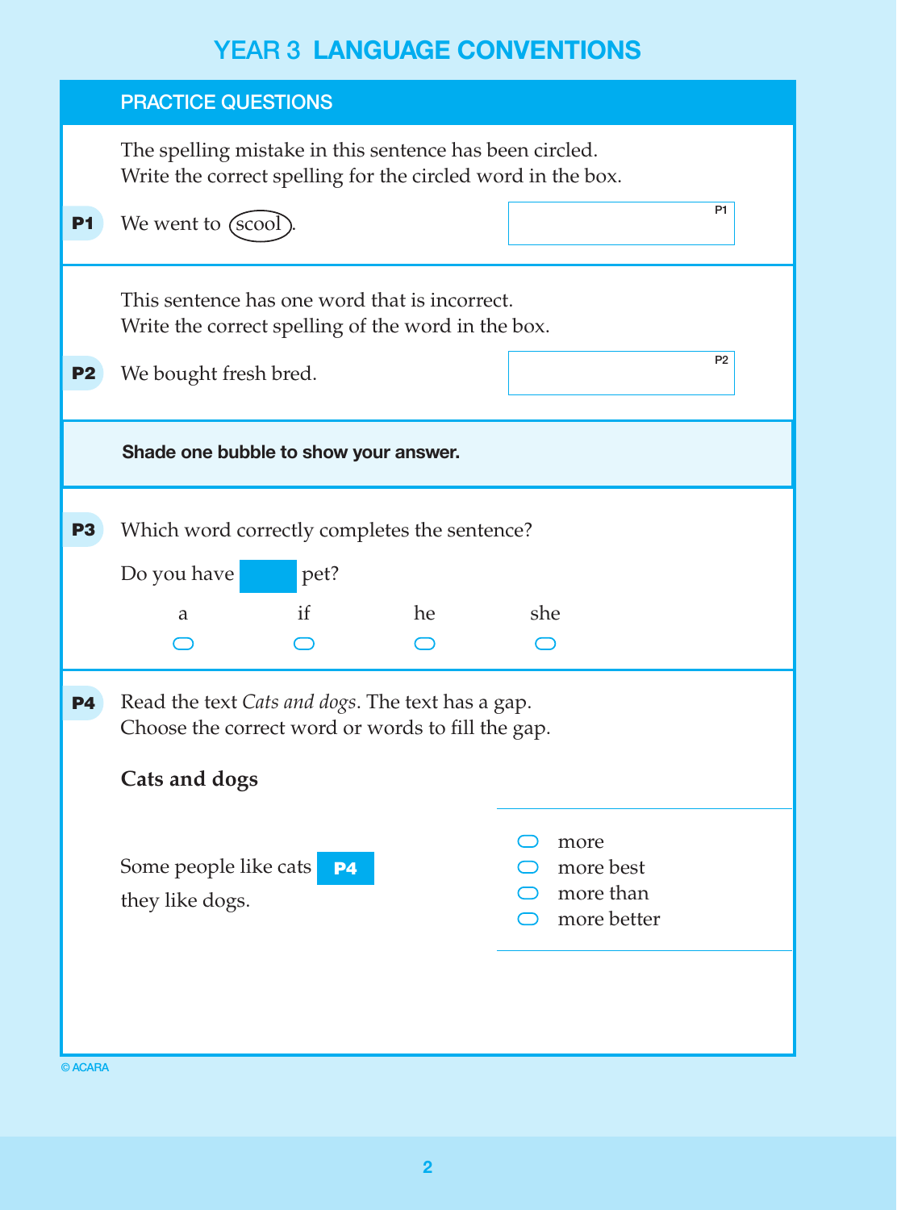# YEAR 3 LANGUAGE CONVENTIONS

## PRACTICE QUESTIONS

The spelling mistake in this sentence has been circled.
Write the correct spelling for the circled word in the box.

**P1** We went to (scool).

This sentence has one word that is incorrect.
Write the correct spelling of the word in the box.

**P2** We bought fresh bred.

**Shade one bubble to show your answer.**

**P3** Which word correctly completes the sentence?

Do you have ____ pet?

- a
- if
- he
- she

**P4** Read the text *Cats and dogs*. The text has a gap.
Choose the correct word or words to fill the gap.

**Cats and dogs**

Some people like cats **P4** they like dogs.

- more
- more best
- more than
- more better

© ACARA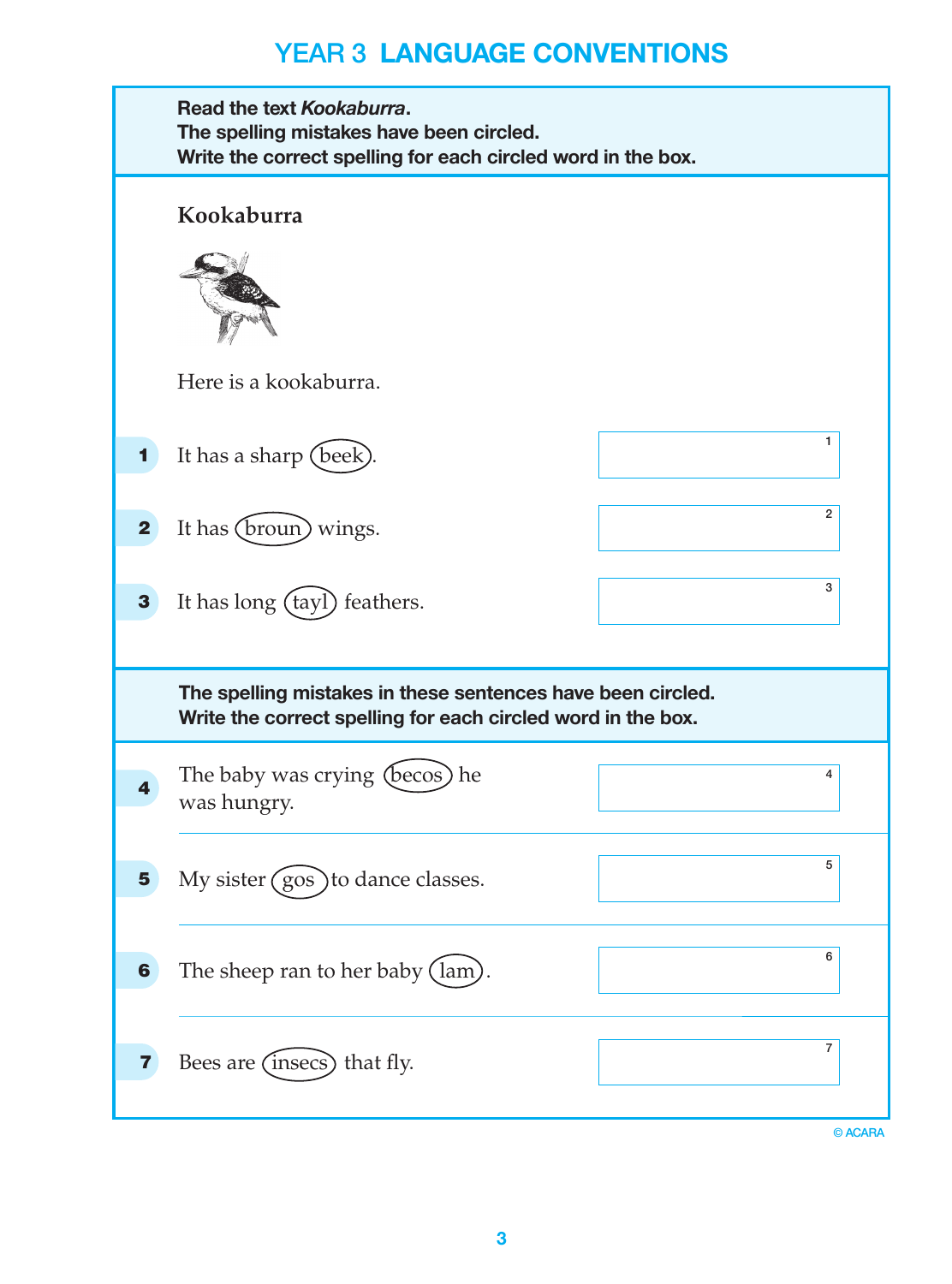# YEAR 3 LANGUAGE CONVENTIONS

**Read the text *Kookaburra*.**
**The spelling mistakes have been circled.**
**Write the correct spelling for each circled word in the box.**

## Kookaburra

Here is a kookaburra.

**1** It has a sharp (beek). [ 1 ]

**2** It has (broun) wings. [ 2 ]

**3** It has long (tayl) feathers. [ 3 ]

**The spelling mistakes in these sentences have been circled.**
**Write the correct spelling for each circled word in the box.**

**4** The baby was crying (becos) he was hungry. [ 4 ]

**5** My sister (gos) to dance classes. [ 5 ]

**6** The sheep ran to her baby (lam). [ 6 ]

**7** Bees are (insecs) that fly. [ 7 ]

© ACARA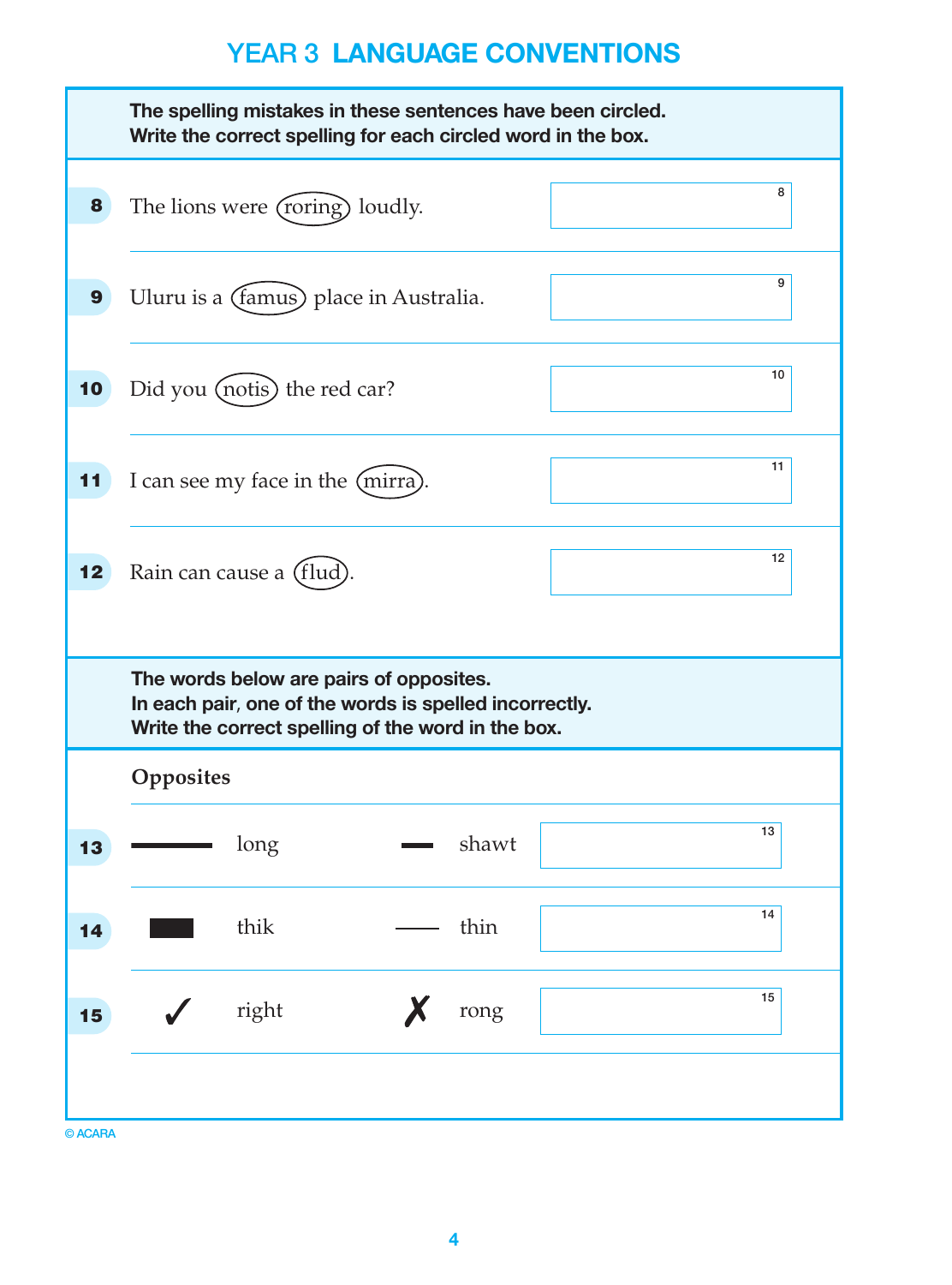# YEAR 3 LANGUAGE CONVENTIONS

**The spelling mistakes in these sentences have been circled.
Write the correct spelling for each circled word in the box.**

**8** The lions were (roring) loudly. [ 8 ]

**9** Uluru is a (famus) place in Australia. [ 9 ]

**10** Did you (notis) the red car? [ 10 ]

**11** I can see my face in the (mirra). [ 11 ]

**12** Rain can cause a (flud). [ 12 ]

**The words below are pairs of opposites.
In each pair, one of the words is spelled incorrectly.
Write the correct spelling of the word in the box.**

**Opposites**

| | | | | | |
|---|---|---|---|---|---|
| **13** | ▬▬ | long | ▬ | shawt | [ 13 ] |
| **14** | ■ | thik | — | thin | [ 14 ] |
| **15** | ✓ | right | ✗ | rong | [ 15 ] |

© ACARA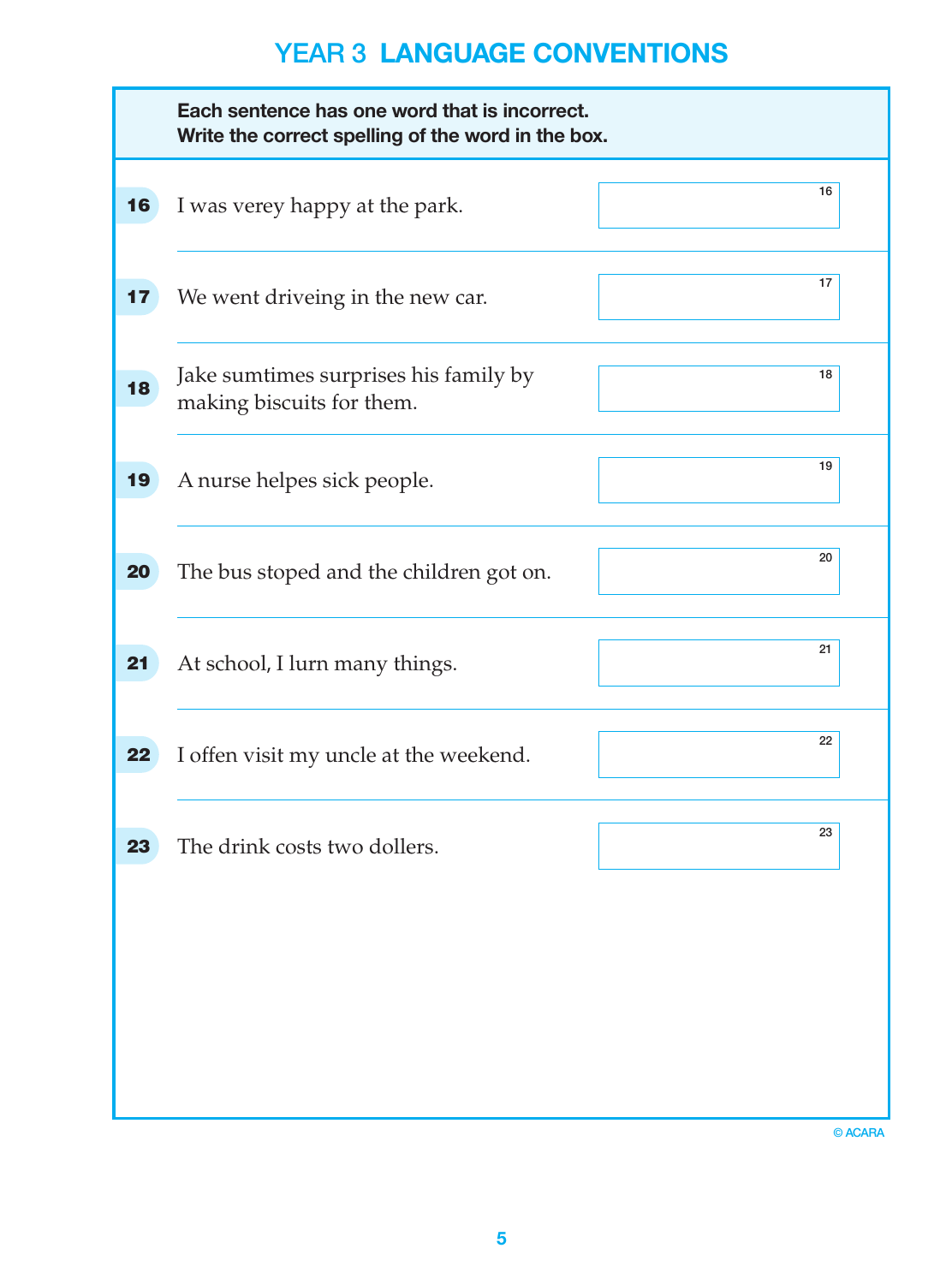# YEAR 3 LANGUAGE CONVENTIONS

**Each sentence has one word that is incorrect.**
**Write the correct spelling of the word in the box.**

**16** I was verey happy at the park.

**17** We went driveing in the new car.

**18** Jake sumtimes surprises his family by making biscuits for them.

**19** A nurse helpes sick people.

**20** The bus stoped and the children got on.

**21** At school, I lurn many things.

**22** I offen visit my uncle at the weekend.

**23** The drink costs two dollers.

© ACARA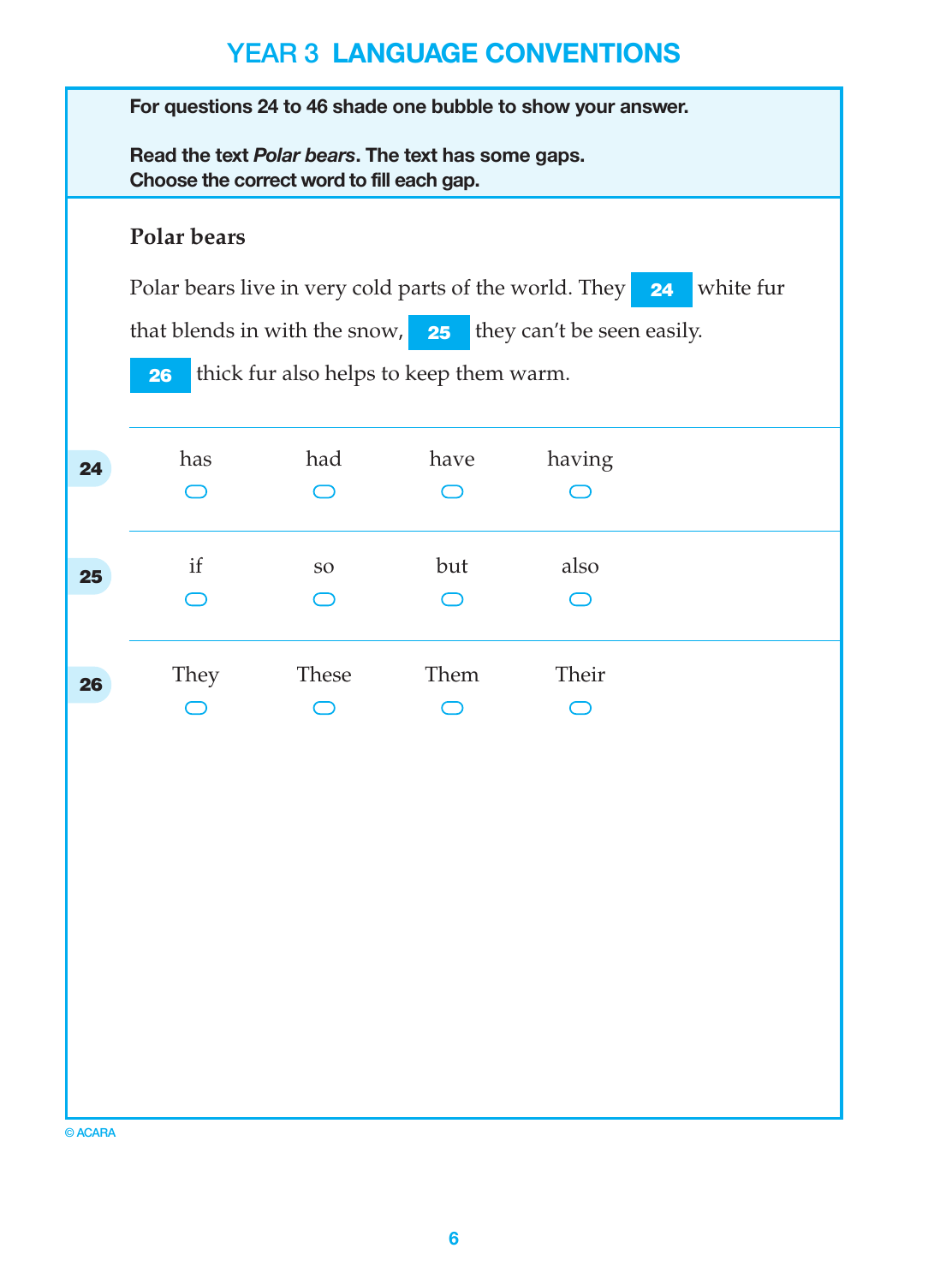# YEAR 3 LANGUAGE CONVENTIONS

**For questions 24 to 46 shade one bubble to show your answer.**

**Read the text *Polar bears*. The text has some gaps.**
**Choose the correct word to fill each gap.**

## Polar bears

Polar bears live in very cold parts of the world. They **[24]** white fur that blends in with the snow, **[25]** they can't be seen easily. **[26]** thick fur also helps to keep them warm.

**24**

| has | had | have | having |
|---|---|---|---|
| ⬭ | ⬭ | ⬭ | ⬭ |

**25**

| if | so | but | also |
|---|---|---|---|
| ⬭ | ⬭ | ⬭ | ⬭ |

**26**

| They | These | Them | Their |
|---|---|---|---|
| ⬭ | ⬭ | ⬭ | ⬭ |

© ACARA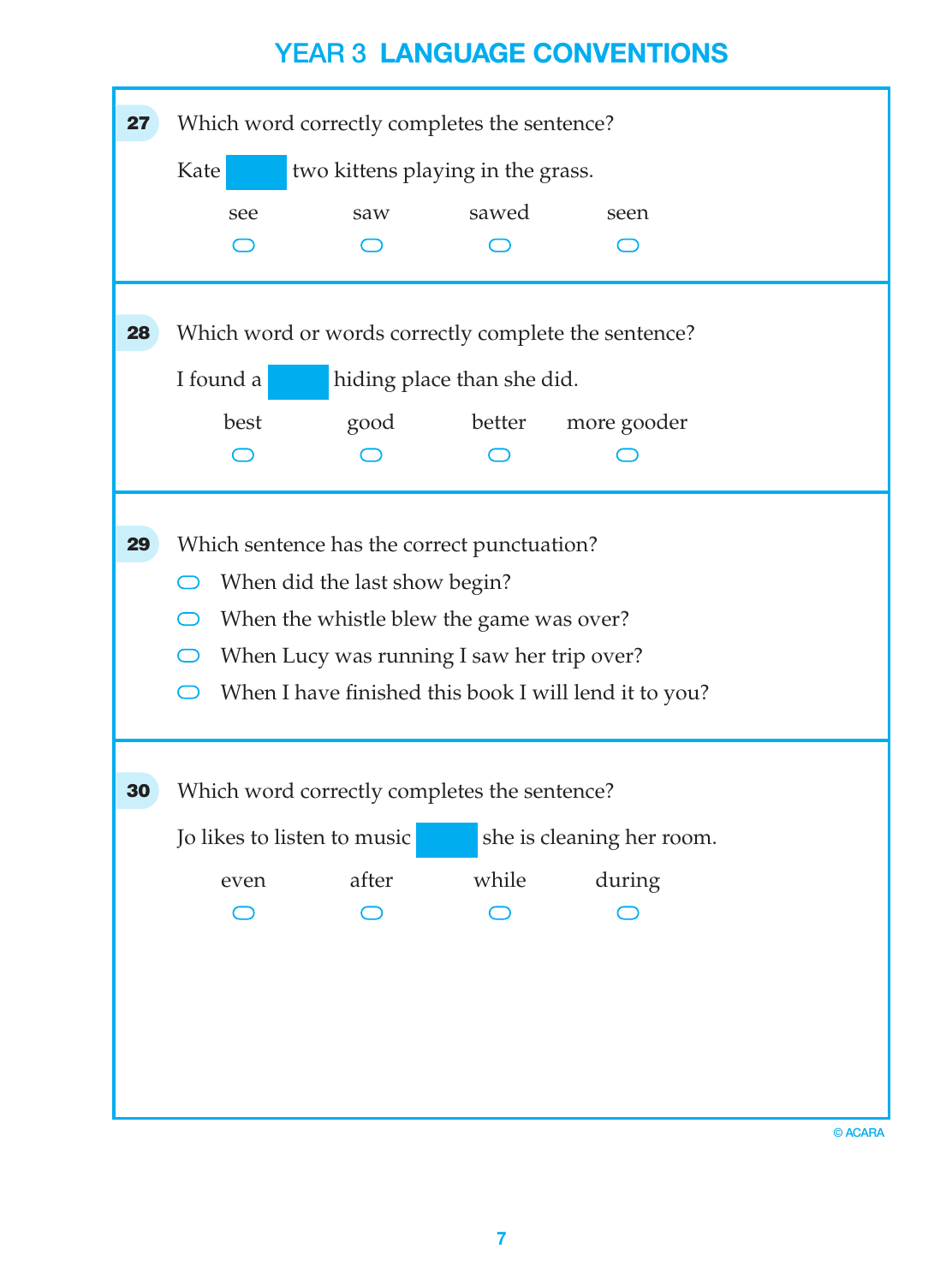# YEAR 3 LANGUAGE CONVENTIONS

**27** Which word correctly completes the sentence?

Kate ______ two kittens playing in the grass.

- see
- saw
- sawed
- seen

**28** Which word or words correctly complete the sentence?

I found a ______ hiding place than she did.

- best
- good
- better
- more gooder

**29** Which sentence has the correct punctuation?

- When did the last show begin?
- When the whistle blew the game was over?
- When Lucy was running I saw her trip over?
- When I have finished this book I will lend it to you?

**30** Which word correctly completes the sentence?

Jo likes to listen to music ______ she is cleaning her room.

- even
- after
- while
- during

© ACARA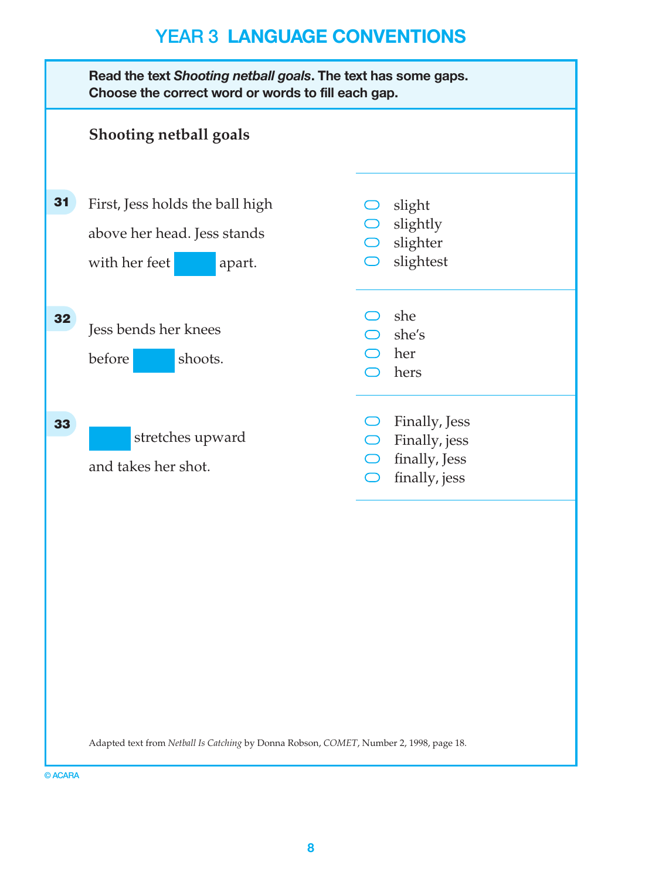# YEAR 3 LANGUAGE CONVENTIONS

**Read the text *Shooting netball goals*. The text has some gaps. Choose the correct word or words to fill each gap.**

## Shooting netball goals

**31** First, Jess holds the ball high above her head. Jess stands with her feet ______ apart.

- slight
- slightly
- slighter
- slightest

**32** Jess bends her knees before ______ shoots.

- she
- she's
- her
- hers

**33** ______ stretches upward and takes her shot.

- Finally, Jess
- Finally, jess
- finally, Jess
- finally, jess

Adapted text from *Netball Is Catching* by Donna Robson, *COMET*, Number 2, 1998, page 18.

© ACARA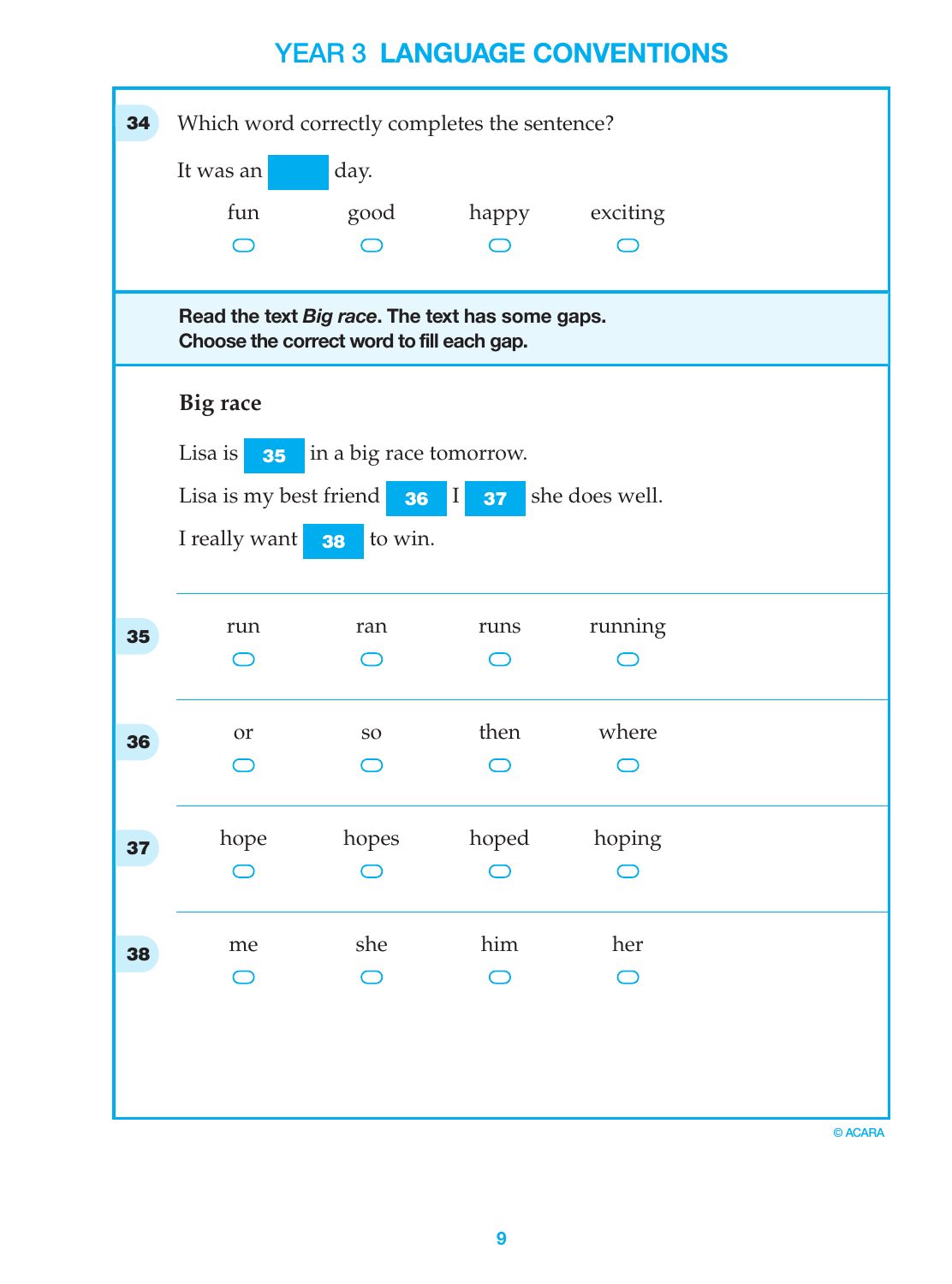# YEAR 3 LANGUAGE CONVENTIONS

**34** Which word correctly completes the sentence?

It was an ______ day.

- fun
- good
- happy
- exciting

---

**Read the text *Big race*. The text has some gaps.**
**Choose the correct word to fill each gap.**

## Big race

Lisa is **35** in a big race tomorrow.

Lisa is my best friend **36** I **37** she does well.

I really want **38** to win.

---

**35**

- run
- ran
- runs
- running

**36**

- or
- so
- then
- where

**37**

- hope
- hopes
- hoped
- hoping

**38**

- me
- she
- him
- her

© ACARA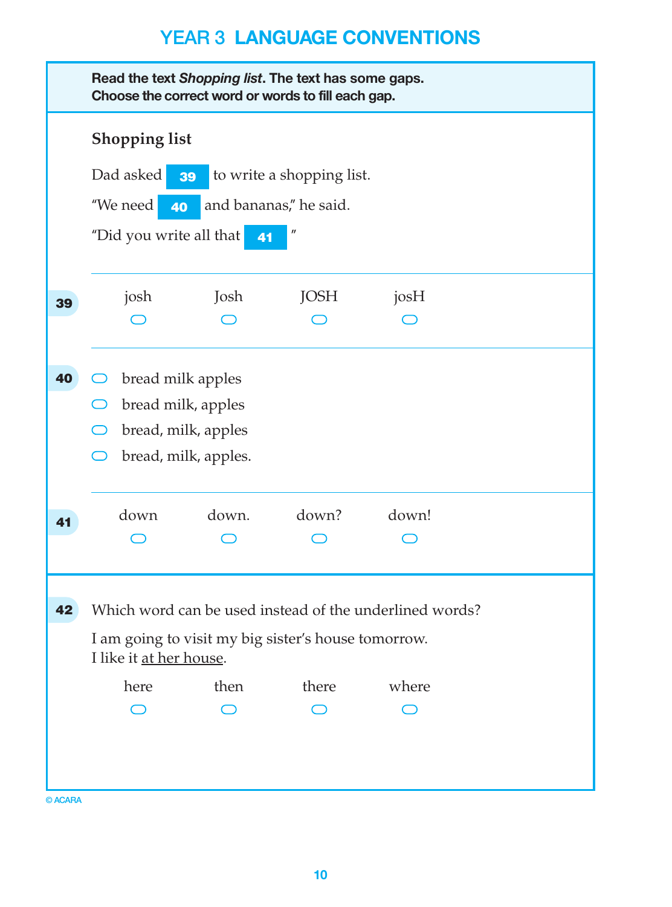# YEAR 3 LANGUAGE CONVENTIONS

**Read the text *Shopping list*. The text has some gaps.**
**Choose the correct word or words to fill each gap.**

## Shopping list

Dad asked **39** to write a shopping list.

"We need **40** and bananas," he said.

"Did you write all that **41** "

---

**39**

- josh
- Josh
- JOSH
- josH

---

**40**

- bread milk apples
- bread milk, apples
- bread, milk, apples
- bread, milk, apples.

---

**41**

- down
- down.
- down?
- down!

---

**42** Which word can be used instead of the underlined words?

I am going to visit my big sister's house tomorrow.
I like it <u>at her house</u>.

- here
- then
- there
- where

© ACARA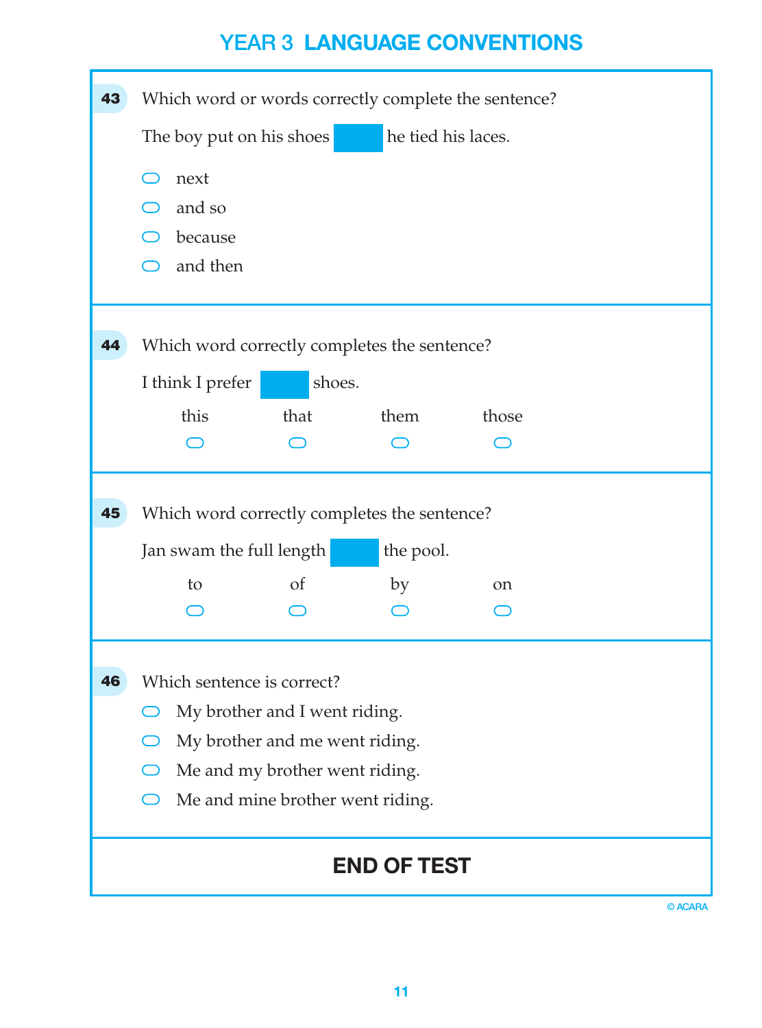# YEAR 3 LANGUAGE CONVENTIONS

**43** Which word or words correctly complete the sentence?

The boy put on his shoes ______ he tied his laces.

- next
- and so
- because
- and then

**44** Which word correctly completes the sentence?

I think I prefer ______ shoes.

- this
- that
- them
- those

**45** Which word correctly completes the sentence?

Jan swam the full length ______ the pool.

- to
- of
- by
- on

**46** Which sentence is correct?

- My brother and I went riding.
- My brother and me went riding.
- Me and my brother went riding.
- Me and mine brother went riding.

**END OF TEST**

© ACARA